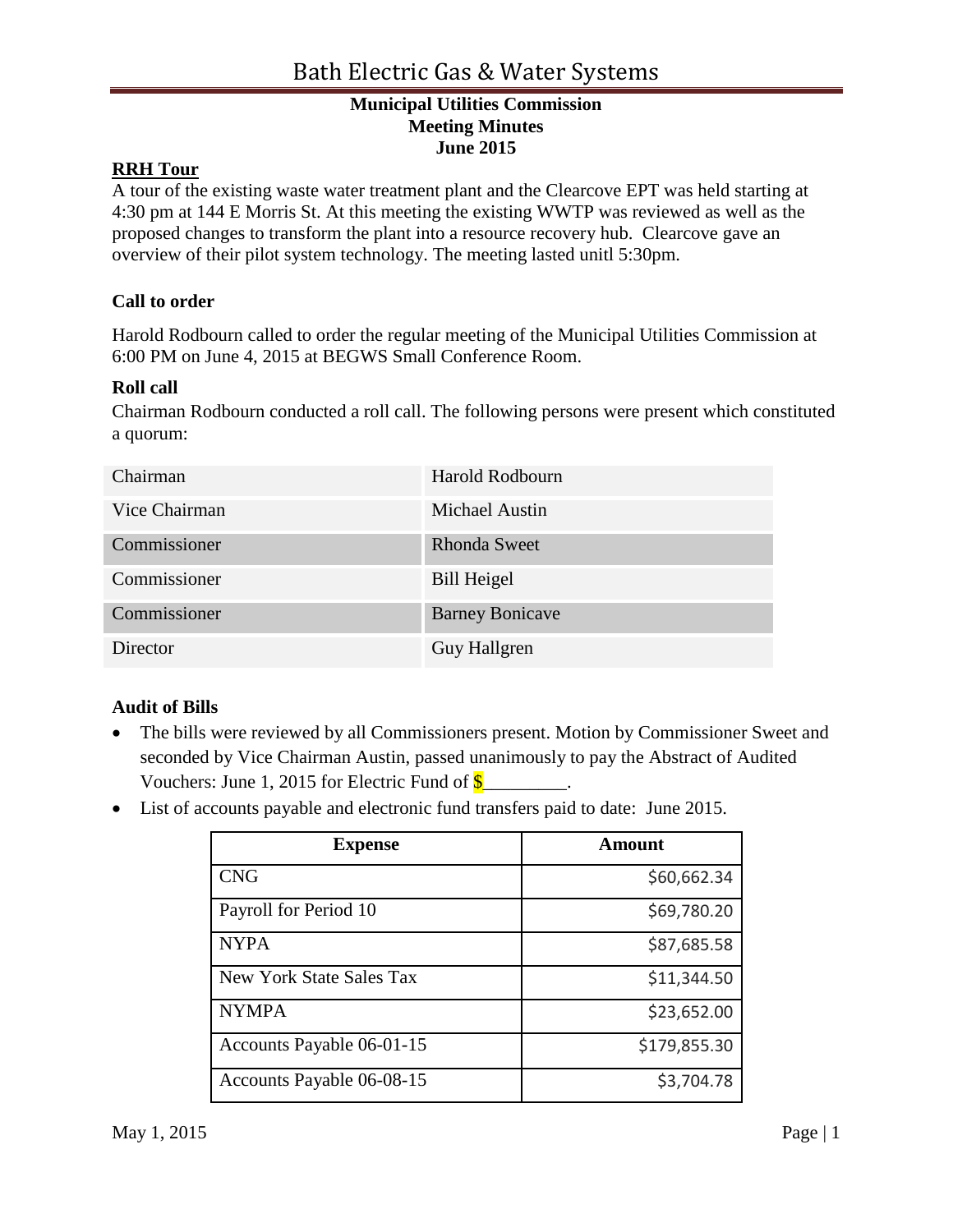# Bath Electric Gas & Water Systems

**Municipal Utilities Commission**
**Meeting Minutes**
**June 2015**

**RRH Tour**

A tour of the existing waste water treatment plant and the Clearcove EPT was held starting at 4:30 pm at 144 E Morris St. At this meeting the existing WWTP was reviewed as well as the proposed changes to transform the plant into a resource recovery hub. Clearcove gave an overview of their pilot system technology. The meeting lasted unitl 5:30pm.

### Call to order

Harold Rodbourn called to order the regular meeting of the Municipal Utilities Commission at 6:00 PM on June 4, 2015 at BEGWS Small Conference Room.

### Roll call

Chairman Rodbourn conducted a roll call. The following persons were present which constituted a quorum:

| | |
|---|---|
| Chairman | Harold Rodbourn |
| Vice Chairman | Michael Austin |
| Commissioner | Rhonda Sweet |
| Commissioner | Bill Heigel |
| Commissioner | Barney Bonicave |
| Director | Guy Hallgren |

### Audit of Bills

- The bills were reviewed by all Commissioners present. Motion by Commissioner Sweet and seconded by Vice Chairman Austin, passed unanimously to pay the Abstract of Audited Vouchers: June 1, 2015 for Electric Fund of $_________.
- List of accounts payable and electronic fund transfers paid to date: June 2015.

| Expense | Amount |
|---|---:|
| CNG | $60,662.34 |
| Payroll for Period 10 | $69,780.20 |
| NYPA | $87,685.58 |
| New York State Sales Tax | $11,344.50 |
| NYMPA | $23,652.00 |
| Accounts Payable 06-01-15 | $179,855.30 |
| Accounts Payable 06-08-15 | $3,704.78 |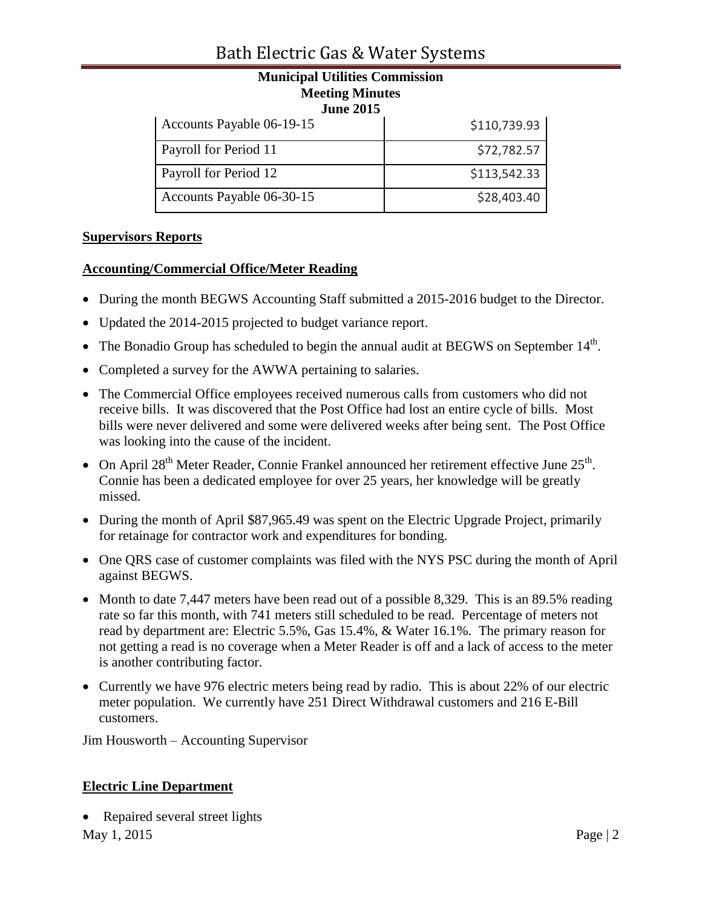| Accounts Payable 06-19-15 | $110,739.93 |
|---|---|
| Payroll for Period 11 | $72,782.57 |
| Payroll for Period 12 | $113,542.33 |
| Accounts Payable 06-30-15 | $28,403.40 |

**Supervisors Reports**

**Accounting/Commercial Office/Meter Reading**

- During the month BEGWS Accounting Staff submitted a 2015-2016 budget to the Director.
- Updated the 2014-2015 projected to budget variance report.
- The Bonadio Group has scheduled to begin the annual audit at BEGWS on September 14th.
- Completed a survey for the AWWA pertaining to salaries.
- The Commercial Office employees received numerous calls from customers who did not receive bills. It was discovered that the Post Office had lost an entire cycle of bills. Most bills were never delivered and some were delivered weeks after being sent. The Post Office was looking into the cause of the incident.
- On April 28th Meter Reader, Connie Frankel announced her retirement effective June 25th. Connie has been a dedicated employee for over 25 years, her knowledge will be greatly missed.
- During the month of April $87,965.49 was spent on the Electric Upgrade Project, primarily for retainage for contractor work and expenditures for bonding.
- One QRS case of customer complaints was filed with the NYS PSC during the month of April against BEGWS.
- Month to date 7,447 meters have been read out of a possible 8,329. This is an 89.5% reading rate so far this month, with 741 meters still scheduled to be read. Percentage of meters not read by department are: Electric 5.5%, Gas 15.4%, & Water 16.1%. The primary reason for not getting a read is no coverage when a Meter Reader is off and a lack of access to the meter is another contributing factor.
- Currently we have 976 electric meters being read by radio. This is about 22% of our electric meter population. We currently have 251 Direct Withdrawal customers and 216 E-Bill customers.

Jim Housworth – Accounting Supervisor

**Electric Line Department**

- Repaired several street lights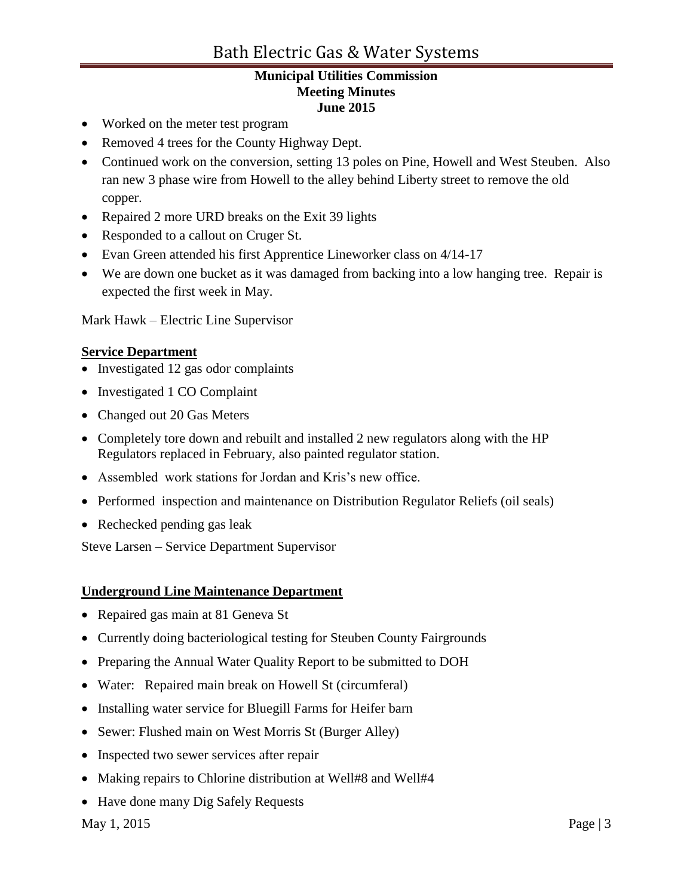- Worked on the meter test program
- Removed 4 trees for the County Highway Dept.
- Continued work on the conversion, setting 13 poles on Pine, Howell and West Steuben. Also ran new 3 phase wire from Howell to the alley behind Liberty street to remove the old copper.
- Repaired 2 more URD breaks on the Exit 39 lights
- Responded to a callout on Cruger St.
- Evan Green attended his first Apprentice Lineworker class on 4/14-17
- We are down one bucket as it was damaged from backing into a low hanging tree. Repair is expected the first week in May.

Mark Hawk – Electric Line Supervisor

**Service Department**

- Investigated 12 gas odor complaints
- Investigated 1 CO Complaint
- Changed out 20 Gas Meters
- Completely tore down and rebuilt and installed 2 new regulators along with the HP Regulators replaced in February, also painted regulator station.
- Assembled work stations for Jordan and Kris's new office.
- Performed inspection and maintenance on Distribution Regulator Reliefs (oil seals)
- Rechecked pending gas leak

Steve Larsen – Service Department Supervisor

**Underground Line Maintenance Department**

- Repaired gas main at 81 Geneva St
- Currently doing bacteriological testing for Steuben County Fairgrounds
- Preparing the Annual Water Quality Report to be submitted to DOH
- Water: Repaired main break on Howell St (circumferal)
- Installing water service for Bluegill Farms for Heifer barn
- Sewer: Flushed main on West Morris St (Burger Alley)
- Inspected two sewer services after repair
- Making repairs to Chlorine distribution at Well#8 and Well#4
- Have done many Dig Safely Requests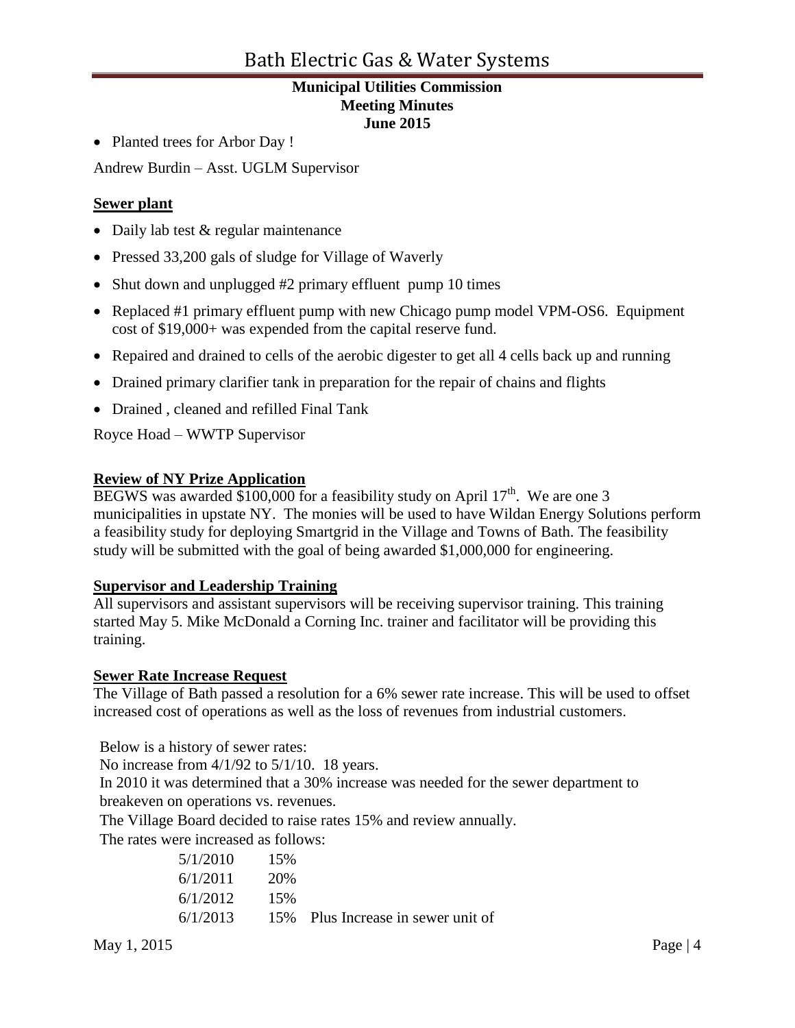- Planted trees for Arbor Day !

Andrew Burdin – Asst. UGLM Supervisor

**Sewer plant**

- Daily lab test & regular maintenance
- Pressed 33,200 gals of sludge for Village of Waverly
- Shut down and unplugged #2 primary effluent pump 10 times
- Replaced #1 primary effluent pump with new Chicago pump model VPM-OS6. Equipment cost of $19,000+ was expended from the capital reserve fund.
- Repaired and drained to cells of the aerobic digester to get all 4 cells back up and running
- Drained primary clarifier tank in preparation for the repair of chains and flights
- Drained , cleaned and refilled Final Tank

Royce Hoad – WWTP Supervisor

**Review of NY Prize Application**

BEGWS was awarded $100,000 for a feasibility study on April 17th. We are one 3 municipalities in upstate NY. The monies will be used to have Wildan Energy Solutions perform a feasibility study for deploying Smartgrid in the Village and Towns of Bath. The feasibility study will be submitted with the goal of being awarded $1,000,000 for engineering.

**Supervisor and Leadership Training**

All supervisors and assistant supervisors will be receiving supervisor training. This training started May 5. Mike McDonald a Corning Inc. trainer and facilitator will be providing this training.

**Sewer Rate Increase Request**

The Village of Bath passed a resolution for a 6% sewer rate increase. This will be used to offset increased cost of operations as well as the loss of revenues from industrial customers.

Below is a history of sewer rates:
No increase from 4/1/92 to 5/1/10. 18 years.
In 2010 it was determined that a 30% increase was needed for the sewer department to breakeven on operations vs. revenues.
The Village Board decided to raise rates 15% and review annually.
The rates were increased as follows:

| | | |
|---|---|---|
| 5/1/2010 | 15% | |
| 6/1/2011 | 20% | |
| 6/1/2012 | 15% | |
| 6/1/2013 | 15% | Plus Increase in sewer unit of |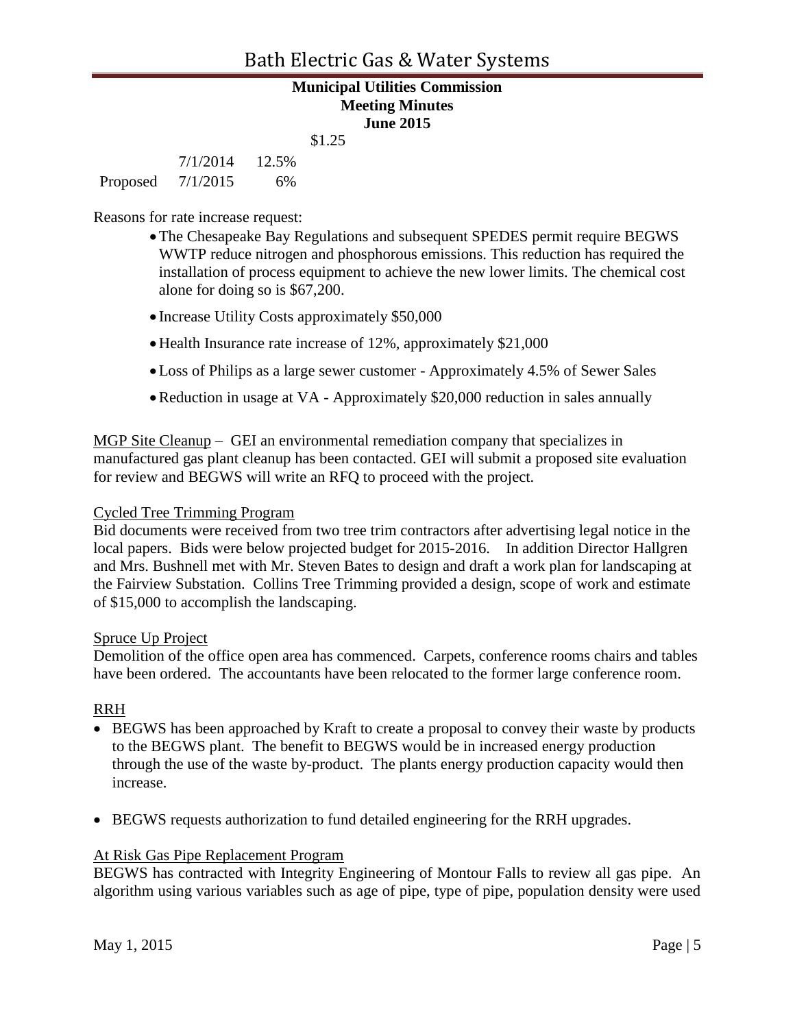$1.25

| | | |
|---|---|---|
| | 7/1/2014 | 12.5% |
| Proposed | 7/1/2015 | 6% |

Reasons for rate increase request:

- The Chesapeake Bay Regulations and subsequent SPEDES permit require BEGWS WWTP reduce nitrogen and phosphorous emissions. This reduction has required the installation of process equipment to achieve the new lower limits. The chemical cost alone for doing so is $67,200.
- Increase Utility Costs approximately $50,000
- Health Insurance rate increase of 12%, approximately $21,000
- Loss of Philips as a large sewer customer - Approximately 4.5% of Sewer Sales
- Reduction in usage at VA - Approximately $20,000 reduction in sales annually

MGP Site Cleanup – GEI an environmental remediation company that specializes in manufactured gas plant cleanup has been contacted. GEI will submit a proposed site evaluation for review and BEGWS will write an RFQ to proceed with the project.

Cycled Tree Trimming Program

Bid documents were received from two tree trim contractors after advertising legal notice in the local papers. Bids were below projected budget for 2015-2016. In addition Director Hallgren and Mrs. Bushnell met with Mr. Steven Bates to design and draft a work plan for landscaping at the Fairview Substation. Collins Tree Trimming provided a design, scope of work and estimate of $15,000 to accomplish the landscaping.

Spruce Up Project

Demolition of the office open area has commenced. Carpets, conference rooms chairs and tables have been ordered. The accountants have been relocated to the former large conference room.

RRH

- BEGWS has been approached by Kraft to create a proposal to convey their waste by products to the BEGWS plant. The benefit to BEGWS would be in increased energy production through the use of the waste by-product. The plants energy production capacity would then increase.
- BEGWS requests authorization to fund detailed engineering for the RRH upgrades.

At Risk Gas Pipe Replacement Program

BEGWS has contracted with Integrity Engineering of Montour Falls to review all gas pipe. An algorithm using various variables such as age of pipe, type of pipe, population density were used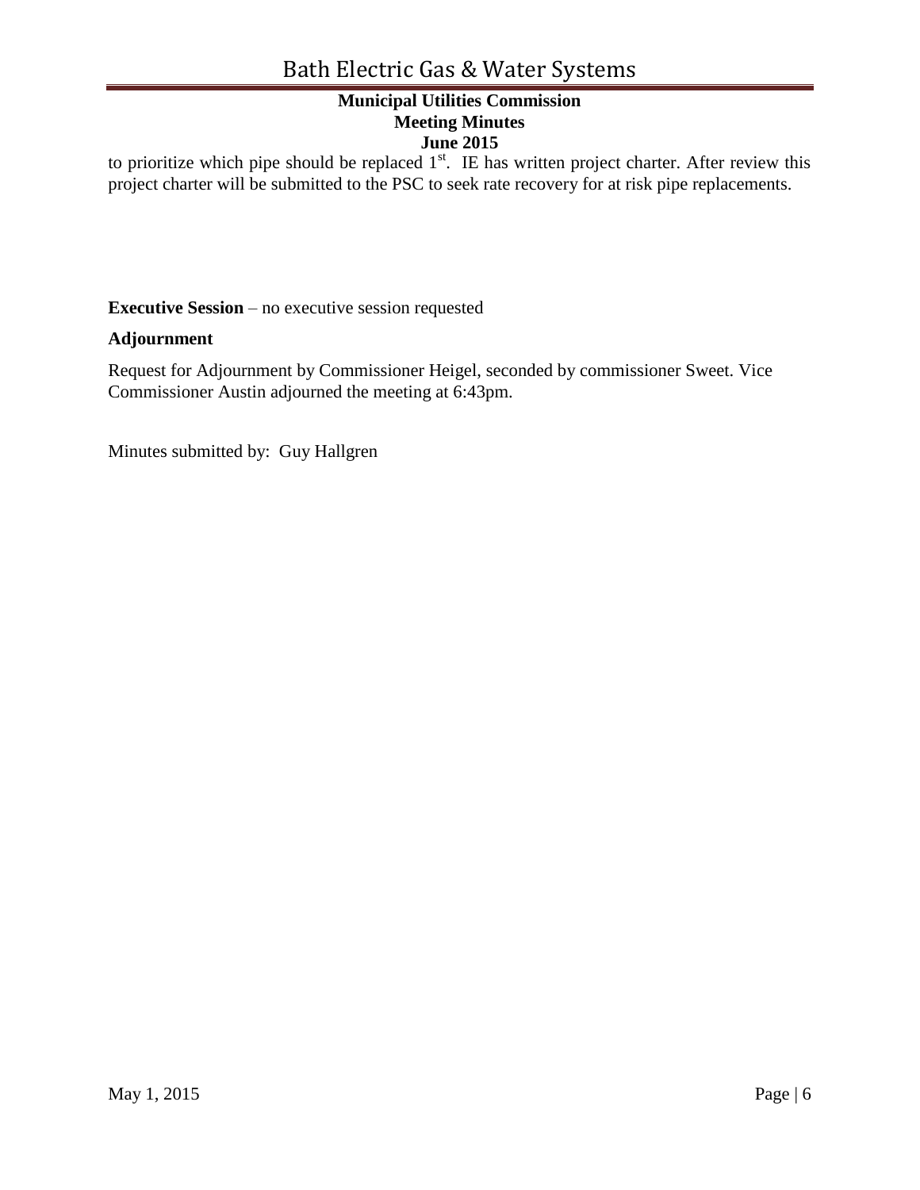to prioritize which pipe should be replaced 1st. IE has written project charter. After review this project charter will be submitted to the PSC to seek rate recovery for at risk pipe replacements.

**Executive Session** – no executive session requested

**Adjournment**

Request for Adjournment by Commissioner Heigel, seconded by commissioner Sweet. Vice Commissioner Austin adjourned the meeting at 6:43pm.

Minutes submitted by: Guy Hallgren